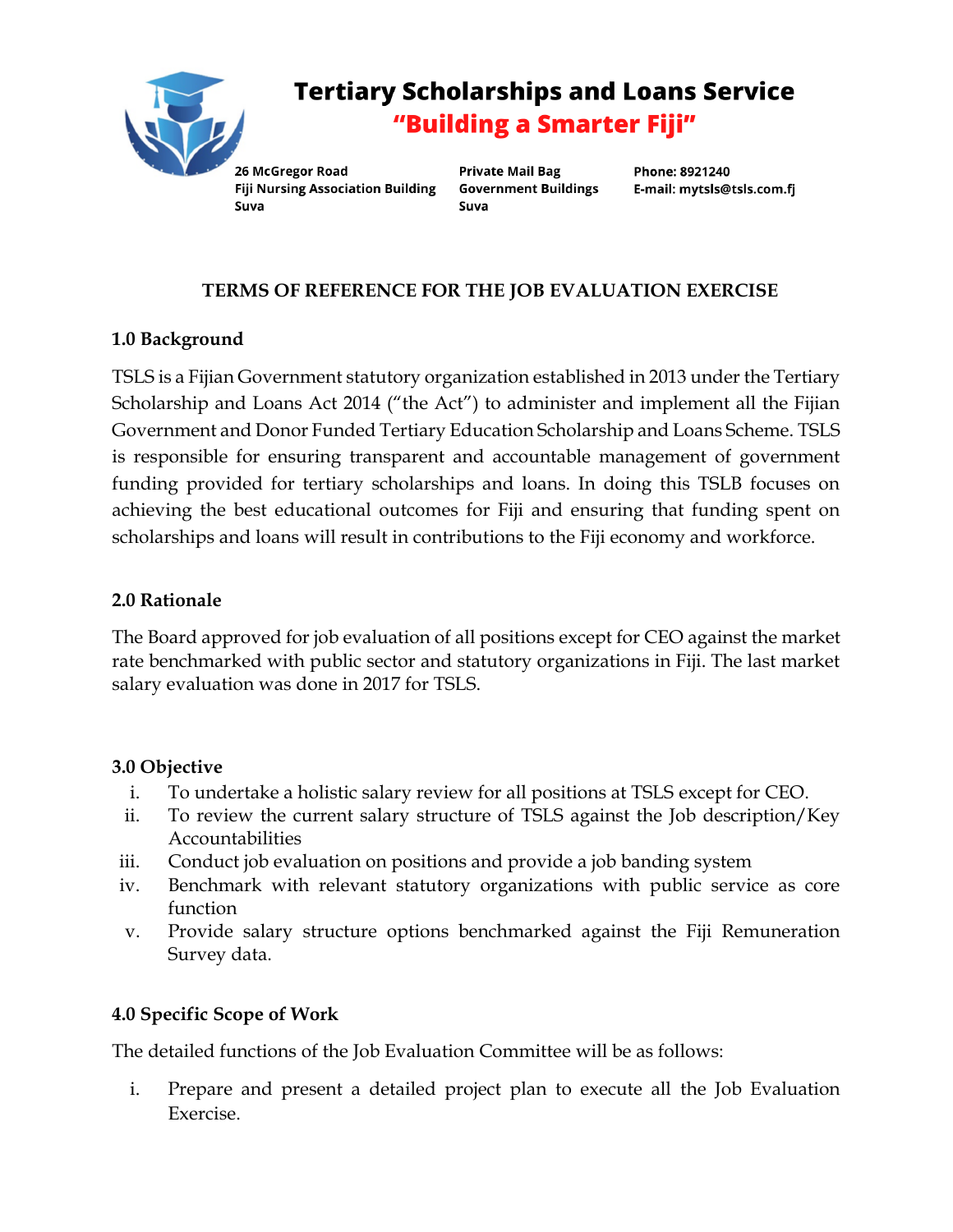# Tertiary Scholarships and Loans Service

**"Building a Smarter Fiji"**

**26 McGregor Road**
**Fiji Nursing Association Building**
**Suva**

**Private Mail Bag**
**Government Buildings**
**Suva**

**Phone: 8921240**
**E-mail: mytsls@tsls.com.fj**

## TERMS OF REFERENCE FOR THE JOB EVALUATION EXERCISE

### 1.0 Background

TSLS is a Fijian Government statutory organization established in 2013 under the Tertiary Scholarship and Loans Act 2014 ("the Act") to administer and implement all the Fijian Government and Donor Funded Tertiary Education Scholarship and Loans Scheme. TSLS is responsible for ensuring transparent and accountable management of government funding provided for tertiary scholarships and loans. In doing this TSLB focuses on achieving the best educational outcomes for Fiji and ensuring that funding spent on scholarships and loans will result in contributions to the Fiji economy and workforce.

### 2.0 Rationale

The Board approved for job evaluation of all positions except for CEO against the market rate benchmarked with public sector and statutory organizations in Fiji. The last market salary evaluation was done in 2017 for TSLS.

### 3.0 Objective

i. To undertake a holistic salary review for all positions at TSLS except for CEO.
ii. To review the current salary structure of TSLS against the Job description/Key Accountabilities
iii. Conduct job evaluation on positions and provide a job banding system
iv. Benchmark with relevant statutory organizations with public service as core function
v. Provide salary structure options benchmarked against the Fiji Remuneration Survey data.

### 4.0 Specific Scope of Work

The detailed functions of the Job Evaluation Committee will be as follows:

i. Prepare and present a detailed project plan to execute all the Job Evaluation Exercise.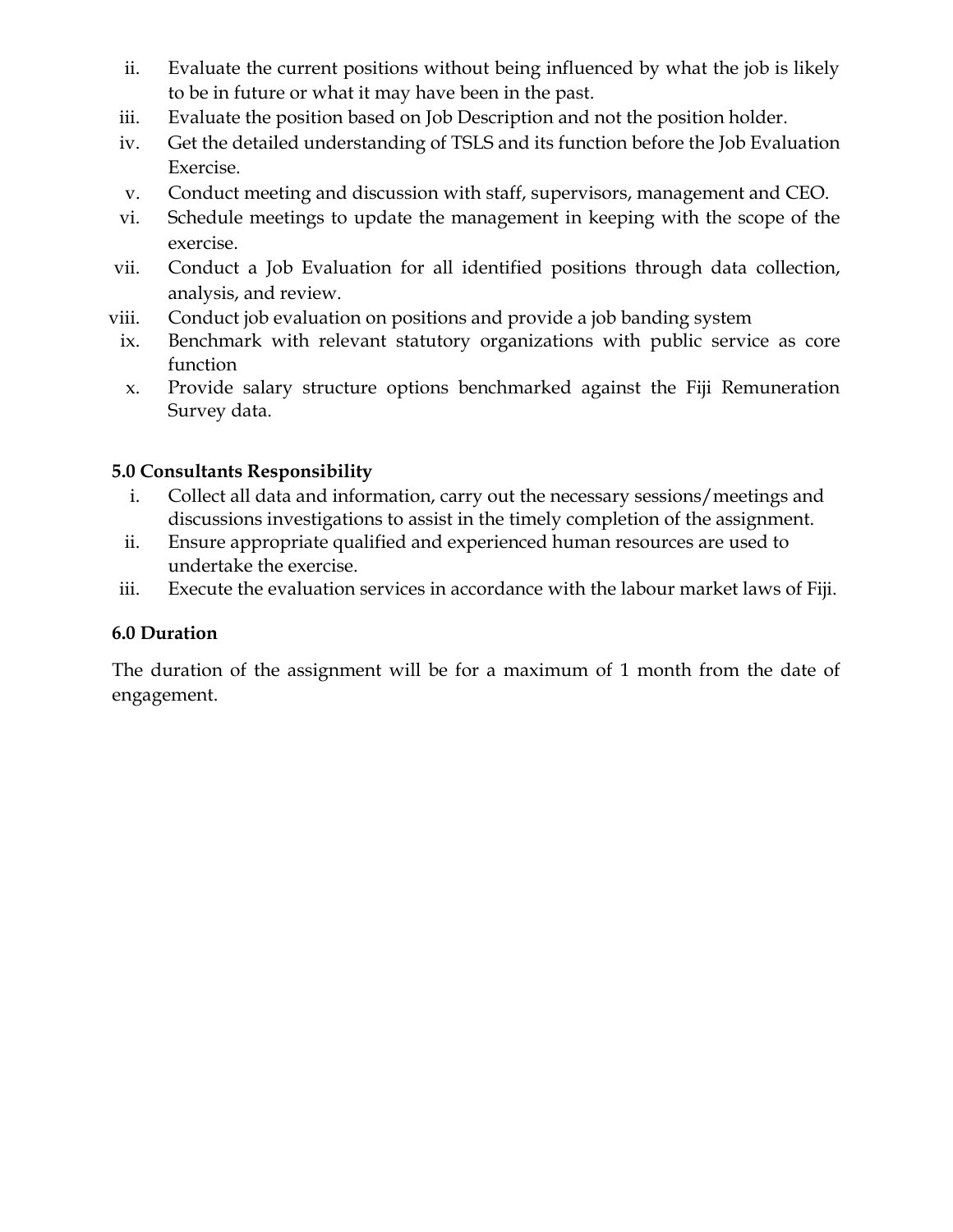ii. Evaluate the current positions without being influenced by what the job is likely to be in future or what it may have been in the past.
iii. Evaluate the position based on Job Description and not the position holder.
iv. Get the detailed understanding of TSLS and its function before the Job Evaluation Exercise.
v. Conduct meeting and discussion with staff, supervisors, management and CEO.
vi. Schedule meetings to update the management in keeping with the scope of the exercise.
vii. Conduct a Job Evaluation for all identified positions through data collection, analysis, and review.
viii. Conduct job evaluation on positions and provide a job banding system
ix. Benchmark with relevant statutory organizations with public service as core function
x. Provide salary structure options benchmarked against the Fiji Remuneration Survey data.

**5.0 Consultants Responsibility**

i. Collect all data and information, carry out the necessary sessions/meetings and discussions investigations to assist in the timely completion of the assignment.
ii. Ensure appropriate qualified and experienced human resources are used to undertake the exercise.
iii. Execute the evaluation services in accordance with the labour market laws of Fiji.

**6.0 Duration**

The duration of the assignment will be for a maximum of 1 month from the date of engagement.